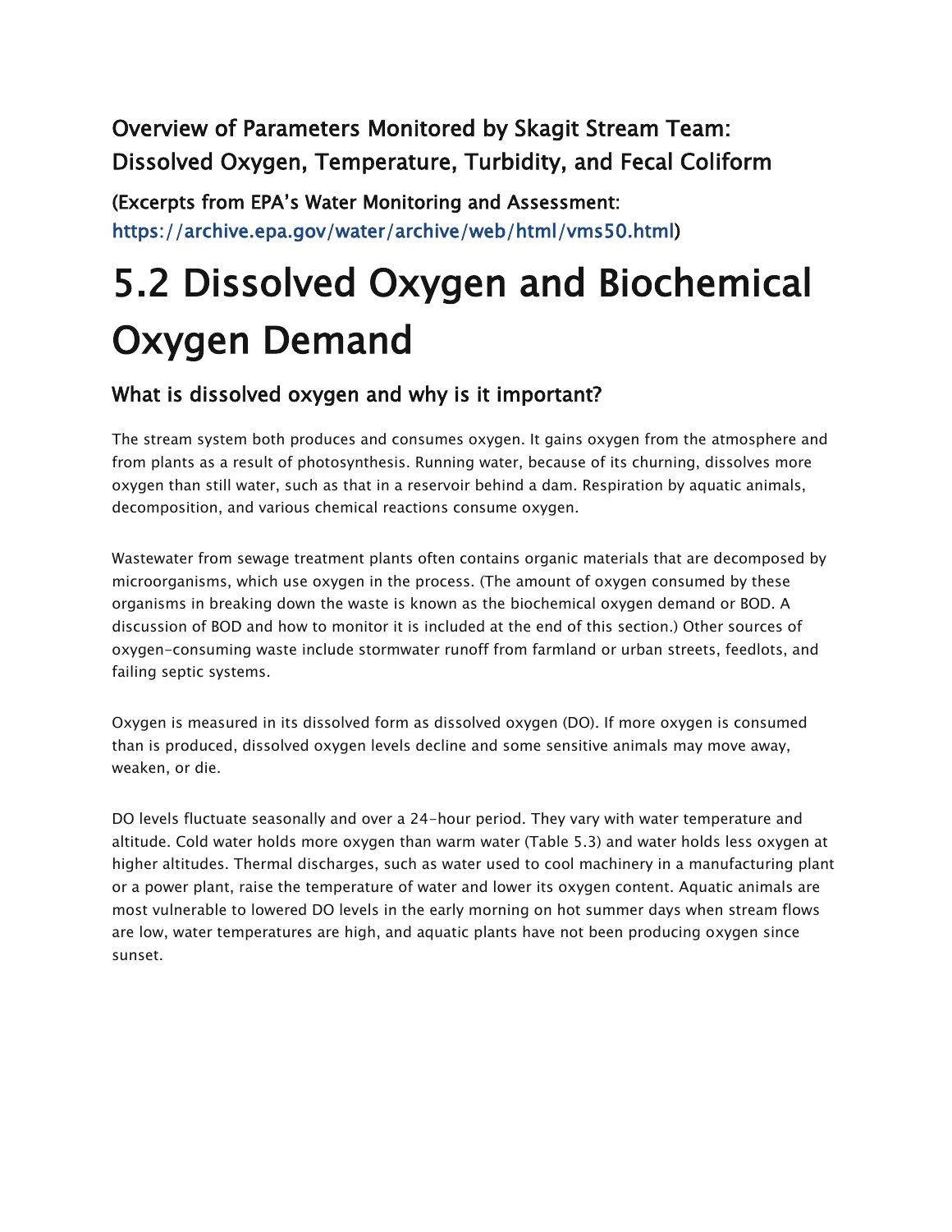## Overview of Parameters Monitored by Skagit Stream Team: Dissolved Oxygen, Temperature, Turbidity, and Fecal Coliform

**(Excerpts from EPA's Water Monitoring and Assessment: https://archive.epa.gov/water/archive/web/html/vms50.html)**

# 5.2 Dissolved Oxygen and Biochemical Oxygen Demand

### What is dissolved oxygen and why is it important?

The stream system both produces and consumes oxygen. It gains oxygen from the atmosphere and from plants as a result of photosynthesis. Running water, because of its churning, dissolves more oxygen than still water, such as that in a reservoir behind a dam. Respiration by aquatic animals, decomposition, and various chemical reactions consume oxygen.

Wastewater from sewage treatment plants often contains organic materials that are decomposed by microorganisms, which use oxygen in the process. (The amount of oxygen consumed by these organisms in breaking down the waste is known as the biochemical oxygen demand or BOD. A discussion of BOD and how to monitor it is included at the end of this section.) Other sources of oxygen-consuming waste include stormwater runoff from farmland or urban streets, feedlots, and failing septic systems.

Oxygen is measured in its dissolved form as dissolved oxygen (DO). If more oxygen is consumed than is produced, dissolved oxygen levels decline and some sensitive animals may move away, weaken, or die.

DO levels fluctuate seasonally and over a 24-hour period. They vary with water temperature and altitude. Cold water holds more oxygen than warm water (Table 5.3) and water holds less oxygen at higher altitudes. Thermal discharges, such as water used to cool machinery in a manufacturing plant or a power plant, raise the temperature of water and lower its oxygen content. Aquatic animals are most vulnerable to lowered DO levels in the early morning on hot summer days when stream flows are low, water temperatures are high, and aquatic plants have not been producing oxygen since sunset.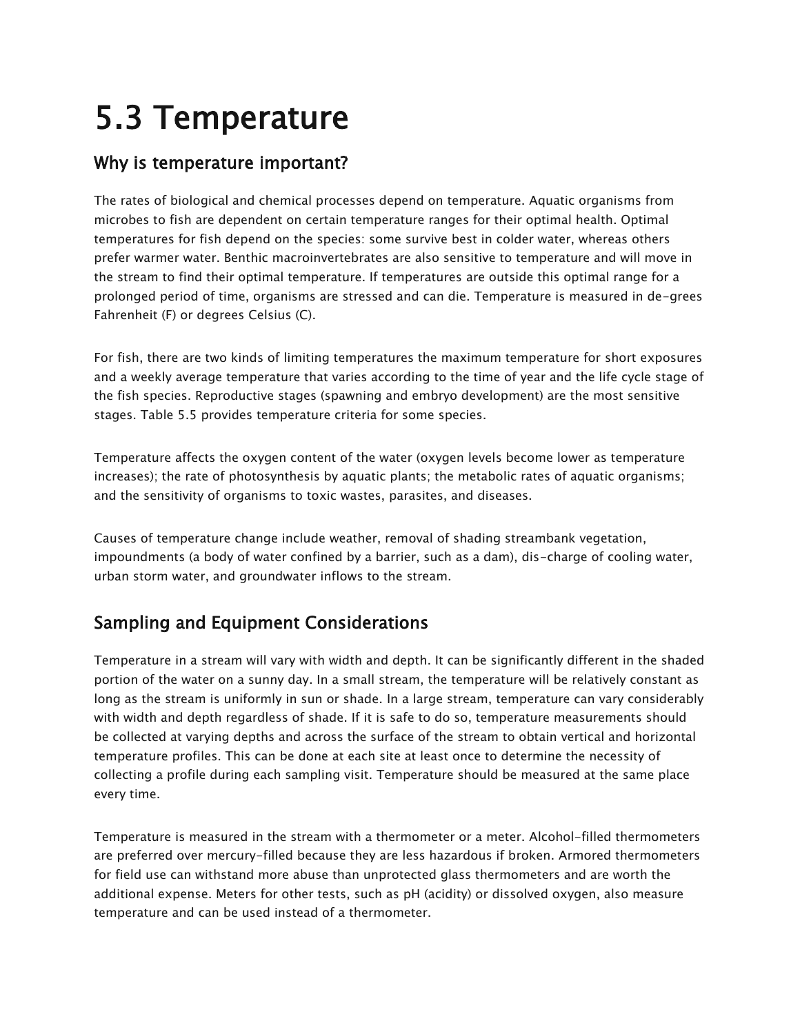# 5.3 Temperature

## Why is temperature important?

The rates of biological and chemical processes depend on temperature. Aquatic organisms from microbes to fish are dependent on certain temperature ranges for their optimal health. Optimal temperatures for fish depend on the species: some survive best in colder water, whereas others prefer warmer water. Benthic macroinvertebrates are also sensitive to temperature and will move in the stream to find their optimal temperature. If temperatures are outside this optimal range for a prolonged period of time, organisms are stressed and can die. Temperature is measured in de-grees Fahrenheit (F) or degrees Celsius (C).

For fish, there are two kinds of limiting temperatures the maximum temperature for short exposures and a weekly average temperature that varies according to the time of year and the life cycle stage of the fish species. Reproductive stages (spawning and embryo development) are the most sensitive stages. Table 5.5 provides temperature criteria for some species.

Temperature affects the oxygen content of the water (oxygen levels become lower as temperature increases); the rate of photosynthesis by aquatic plants; the metabolic rates of aquatic organisms; and the sensitivity of organisms to toxic wastes, parasites, and diseases.

Causes of temperature change include weather, removal of shading streambank vegetation, impoundments (a body of water confined by a barrier, such as a dam), dis-charge of cooling water, urban storm water, and groundwater inflows to the stream.

## Sampling and Equipment Considerations

Temperature in a stream will vary with width and depth. It can be significantly different in the shaded portion of the water on a sunny day. In a small stream, the temperature will be relatively constant as long as the stream is uniformly in sun or shade. In a large stream, temperature can vary considerably with width and depth regardless of shade. If it is safe to do so, temperature measurements should be collected at varying depths and across the surface of the stream to obtain vertical and horizontal temperature profiles. This can be done at each site at least once to determine the necessity of collecting a profile during each sampling visit. Temperature should be measured at the same place every time.

Temperature is measured in the stream with a thermometer or a meter. Alcohol-filled thermometers are preferred over mercury-filled because they are less hazardous if broken. Armored thermometers for field use can withstand more abuse than unprotected glass thermometers and are worth the additional expense. Meters for other tests, such as pH (acidity) or dissolved oxygen, also measure temperature and can be used instead of a thermometer.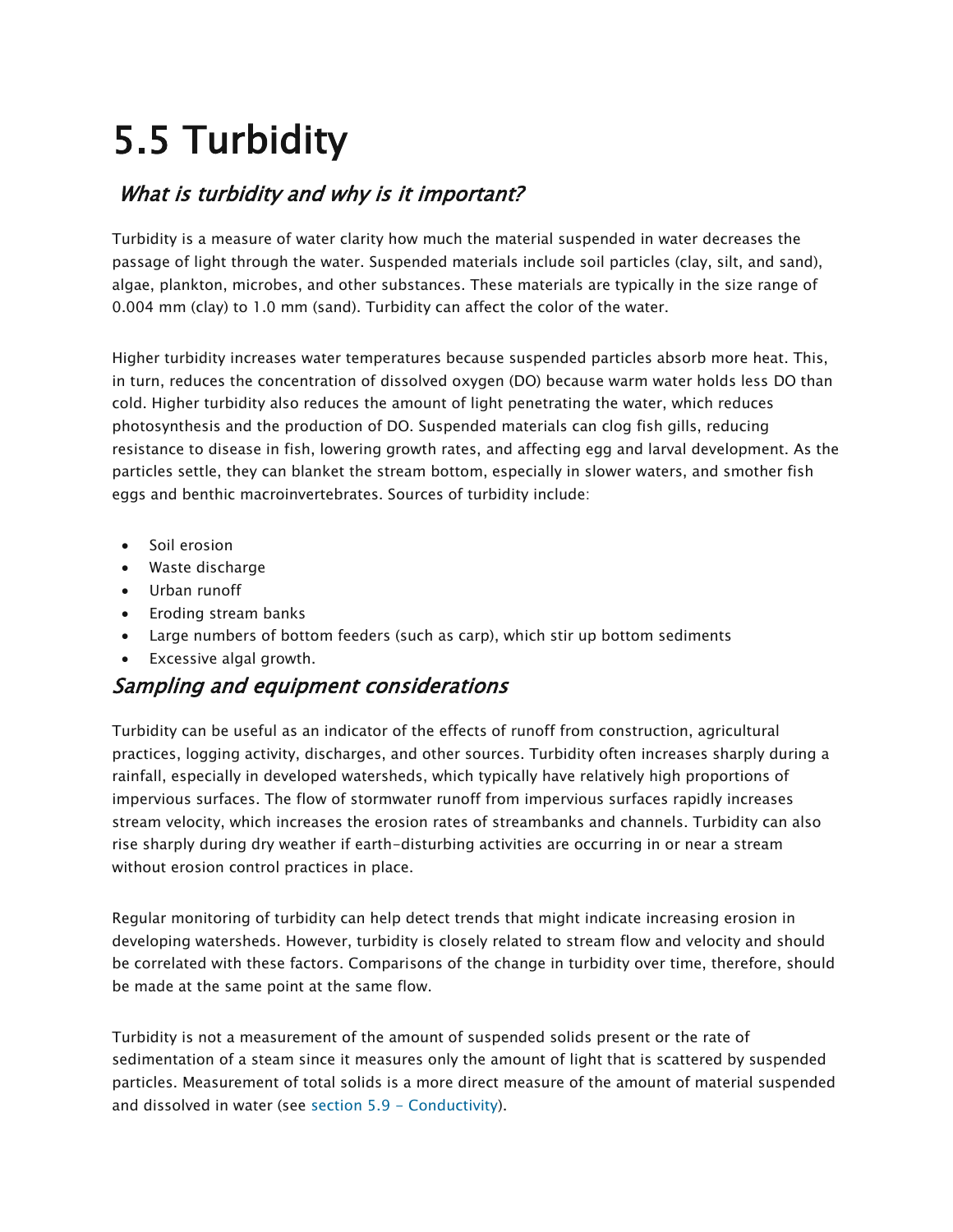# 5.5 Turbidity

## *What is turbidity and why is it important?*

Turbidity is a measure of water clarity how much the material suspended in water decreases the passage of light through the water. Suspended materials include soil particles (clay, silt, and sand), algae, plankton, microbes, and other substances. These materials are typically in the size range of 0.004 mm (clay) to 1.0 mm (sand). Turbidity can affect the color of the water.

Higher turbidity increases water temperatures because suspended particles absorb more heat. This, in turn, reduces the concentration of dissolved oxygen (DO) because warm water holds less DO than cold. Higher turbidity also reduces the amount of light penetrating the water, which reduces photosynthesis and the production of DO. Suspended materials can clog fish gills, reducing resistance to disease in fish, lowering growth rates, and affecting egg and larval development. As the particles settle, they can blanket the stream bottom, especially in slower waters, and smother fish eggs and benthic macroinvertebrates. Sources of turbidity include:

- Soil erosion
- Waste discharge
- Urban runoff
- Eroding stream banks
- Large numbers of bottom feeders (such as carp), which stir up bottom sediments
- Excessive algal growth.

## *Sampling and equipment considerations*

Turbidity can be useful as an indicator of the effects of runoff from construction, agricultural practices, logging activity, discharges, and other sources. Turbidity often increases sharply during a rainfall, especially in developed watersheds, which typically have relatively high proportions of impervious surfaces. The flow of stormwater runoff from impervious surfaces rapidly increases stream velocity, which increases the erosion rates of streambanks and channels. Turbidity can also rise sharply during dry weather if earth-disturbing activities are occurring in or near a stream without erosion control practices in place.

Regular monitoring of turbidity can help detect trends that might indicate increasing erosion in developing watersheds. However, turbidity is closely related to stream flow and velocity and should be correlated with these factors. Comparisons of the change in turbidity over time, therefore, should be made at the same point at the same flow.

Turbidity is not a measurement of the amount of suspended solids present or the rate of sedimentation of a steam since it measures only the amount of light that is scattered by suspended particles. Measurement of total solids is a more direct measure of the amount of material suspended and dissolved in water (see section 5.9 - Conductivity).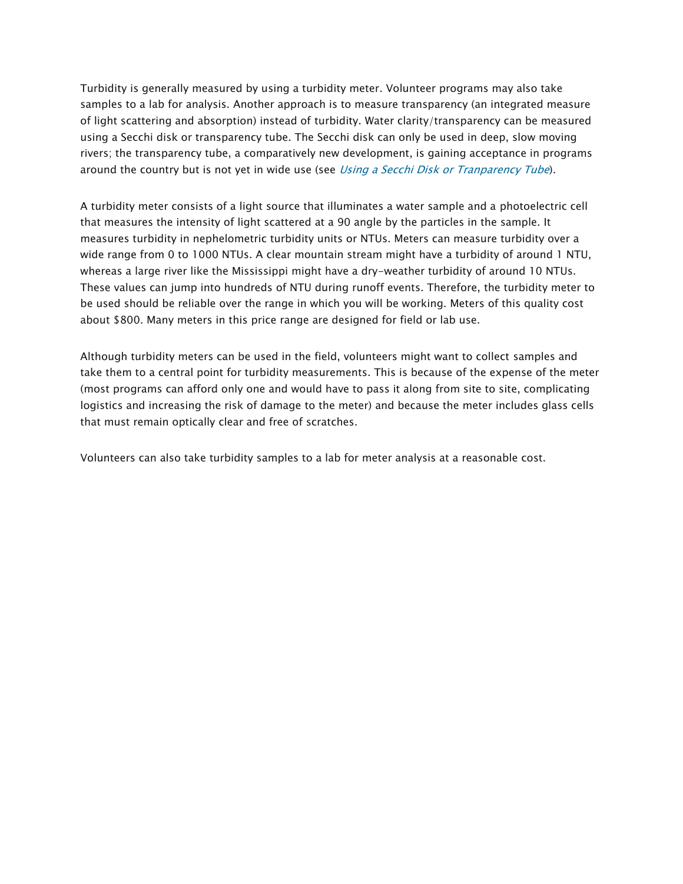Turbidity is generally measured by using a turbidity meter. Volunteer programs may also take samples to a lab for analysis. Another approach is to measure transparency (an integrated measure of light scattering and absorption) instead of turbidity. Water clarity/transparency can be measured using a Secchi disk or transparency tube. The Secchi disk can only be used in deep, slow moving rivers; the transparency tube, a comparatively new development, is gaining acceptance in programs around the country but is not yet in wide use (see *Using a Secchi Disk or Tranparency Tube*).

A turbidity meter consists of a light source that illuminates a water sample and a photoelectric cell that measures the intensity of light scattered at a 90 angle by the particles in the sample. It measures turbidity in nephelometric turbidity units or NTUs. Meters can measure turbidity over a wide range from 0 to 1000 NTUs. A clear mountain stream might have a turbidity of around 1 NTU, whereas a large river like the Mississippi might have a dry-weather turbidity of around 10 NTUs. These values can jump into hundreds of NTU during runoff events. Therefore, the turbidity meter to be used should be reliable over the range in which you will be working. Meters of this quality cost about $800. Many meters in this price range are designed for field or lab use.

Although turbidity meters can be used in the field, volunteers might want to collect samples and take them to a central point for turbidity measurements. This is because of the expense of the meter (most programs can afford only one and would have to pass it along from site to site, complicating logistics and increasing the risk of damage to the meter) and because the meter includes glass cells that must remain optically clear and free of scratches.

Volunteers can also take turbidity samples to a lab for meter analysis at a reasonable cost.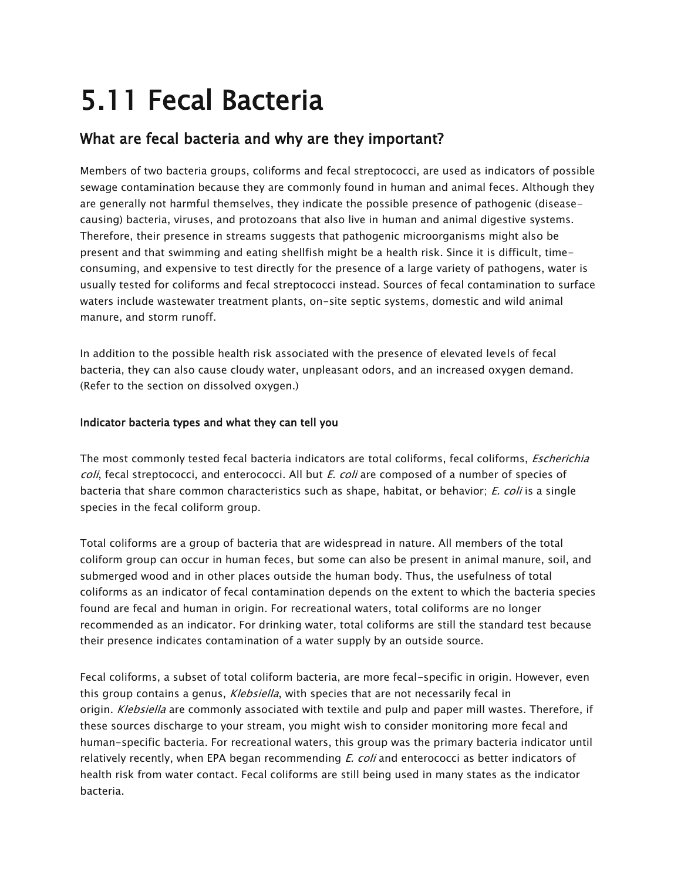# 5.11 Fecal Bacteria

## What are fecal bacteria and why are they important?

Members of two bacteria groups, coliforms and fecal streptococci, are used as indicators of possible sewage contamination because they are commonly found in human and animal feces. Although they are generally not harmful themselves, they indicate the possible presence of pathogenic (disease-causing) bacteria, viruses, and protozoans that also live in human and animal digestive systems. Therefore, their presence in streams suggests that pathogenic microorganisms might also be present and that swimming and eating shellfish might be a health risk. Since it is difficult, time-consuming, and expensive to test directly for the presence of a large variety of pathogens, water is usually tested for coliforms and fecal streptococci instead. Sources of fecal contamination to surface waters include wastewater treatment plants, on-site septic systems, domestic and wild animal manure, and storm runoff.

In addition to the possible health risk associated with the presence of elevated levels of fecal bacteria, they can also cause cloudy water, unpleasant odors, and an increased oxygen demand. (Refer to the section on dissolved oxygen.)

#### Indicator bacteria types and what they can tell you

The most commonly tested fecal bacteria indicators are total coliforms, fecal coliforms, *Escherichia coli*, fecal streptococci, and enterococci. All but *E. coli* are composed of a number of species of bacteria that share common characteristics such as shape, habitat, or behavior; *E. coli* is a single species in the fecal coliform group.

Total coliforms are a group of bacteria that are widespread in nature. All members of the total coliform group can occur in human feces, but some can also be present in animal manure, soil, and submerged wood and in other places outside the human body. Thus, the usefulness of total coliforms as an indicator of fecal contamination depends on the extent to which the bacteria species found are fecal and human in origin. For recreational waters, total coliforms are no longer recommended as an indicator. For drinking water, total coliforms are still the standard test because their presence indicates contamination of a water supply by an outside source.

Fecal coliforms, a subset of total coliform bacteria, are more fecal-specific in origin. However, even this group contains a genus, *Klebsiella*, with species that are not necessarily fecal in origin. *Klebsiella* are commonly associated with textile and pulp and paper mill wastes. Therefore, if these sources discharge to your stream, you might wish to consider monitoring more fecal and human-specific bacteria. For recreational waters, this group was the primary bacteria indicator until relatively recently, when EPA began recommending *E. coli* and enterococci as better indicators of health risk from water contact. Fecal coliforms are still being used in many states as the indicator bacteria.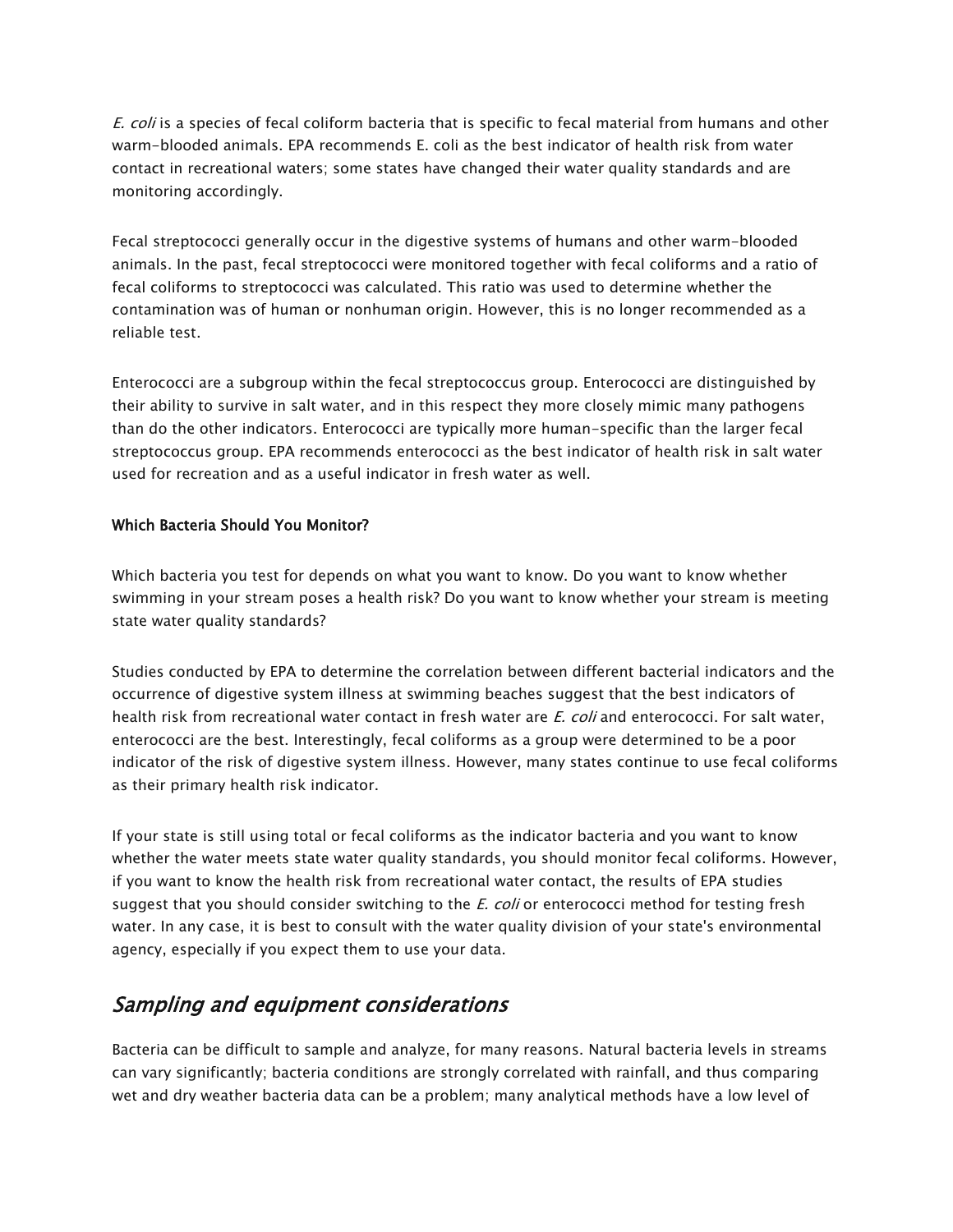*E. coli* is a species of fecal coliform bacteria that is specific to fecal material from humans and other warm-blooded animals. EPA recommends E. coli as the best indicator of health risk from water contact in recreational waters; some states have changed their water quality standards and are monitoring accordingly.

Fecal streptococci generally occur in the digestive systems of humans and other warm-blooded animals. In the past, fecal streptococci were monitored together with fecal coliforms and a ratio of fecal coliforms to streptococci was calculated. This ratio was used to determine whether the contamination was of human or nonhuman origin. However, this is no longer recommended as a reliable test.

Enterococci are a subgroup within the fecal streptococcus group. Enterococci are distinguished by their ability to survive in salt water, and in this respect they more closely mimic many pathogens than do the other indicators. Enterococci are typically more human-specific than the larger fecal streptococcus group. EPA recommends enterococci as the best indicator of health risk in salt water used for recreation and as a useful indicator in fresh water as well.

**Which Bacteria Should You Monitor?**

Which bacteria you test for depends on what you want to know. Do you want to know whether swimming in your stream poses a health risk? Do you want to know whether your stream is meeting state water quality standards?

Studies conducted by EPA to determine the correlation between different bacterial indicators and the occurrence of digestive system illness at swimming beaches suggest that the best indicators of health risk from recreational water contact in fresh water are *E. coli* and enterococci. For salt water, enterococci are the best. Interestingly, fecal coliforms as a group were determined to be a poor indicator of the risk of digestive system illness. However, many states continue to use fecal coliforms as their primary health risk indicator.

If your state is still using total or fecal coliforms as the indicator bacteria and you want to know whether the water meets state water quality standards, you should monitor fecal coliforms. However, if you want to know the health risk from recreational water contact, the results of EPA studies suggest that you should consider switching to the *E. coli* or enterococci method for testing fresh water. In any case, it is best to consult with the water quality division of your state's environmental agency, especially if you expect them to use your data.

## *Sampling and equipment considerations*

Bacteria can be difficult to sample and analyze, for many reasons. Natural bacteria levels in streams can vary significantly; bacteria conditions are strongly correlated with rainfall, and thus comparing wet and dry weather bacteria data can be a problem; many analytical methods have a low level of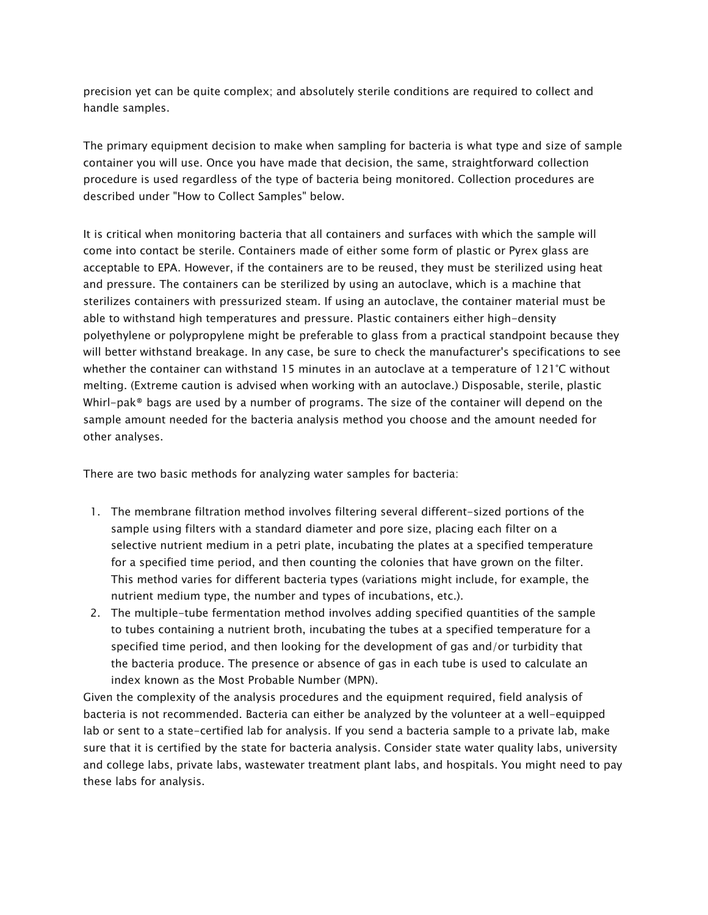precision yet can be quite complex; and absolutely sterile conditions are required to collect and handle samples.

The primary equipment decision to make when sampling for bacteria is what type and size of sample container you will use. Once you have made that decision, the same, straightforward collection procedure is used regardless of the type of bacteria being monitored. Collection procedures are described under "How to Collect Samples" below.

It is critical when monitoring bacteria that all containers and surfaces with which the sample will come into contact be sterile. Containers made of either some form of plastic or Pyrex glass are acceptable to EPA. However, if the containers are to be reused, they must be sterilized using heat and pressure. The containers can be sterilized by using an autoclave, which is a machine that sterilizes containers with pressurized steam. If using an autoclave, the container material must be able to withstand high temperatures and pressure. Plastic containers either high-density polyethylene or polypropylene might be preferable to glass from a practical standpoint because they will better withstand breakage. In any case, be sure to check the manufacturer's specifications to see whether the container can withstand 15 minutes in an autoclave at a temperature of 121°C without melting. (Extreme caution is advised when working with an autoclave.) Disposable, sterile, plastic Whirl-pak® bags are used by a number of programs. The size of the container will depend on the sample amount needed for the bacteria analysis method you choose and the amount needed for other analyses.

There are two basic methods for analyzing water samples for bacteria:

1. The membrane filtration method involves filtering several different-sized portions of the sample using filters with a standard diameter and pore size, placing each filter on a selective nutrient medium in a petri plate, incubating the plates at a specified temperature for a specified time period, and then counting the colonies that have grown on the filter. This method varies for different bacteria types (variations might include, for example, the nutrient medium type, the number and types of incubations, etc.).
2. The multiple-tube fermentation method involves adding specified quantities of the sample to tubes containing a nutrient broth, incubating the tubes at a specified temperature for a specified time period, and then looking for the development of gas and/or turbidity that the bacteria produce. The presence or absence of gas in each tube is used to calculate an index known as the Most Probable Number (MPN).

Given the complexity of the analysis procedures and the equipment required, field analysis of bacteria is not recommended. Bacteria can either be analyzed by the volunteer at a well-equipped lab or sent to a state-certified lab for analysis. If you send a bacteria sample to a private lab, make sure that it is certified by the state for bacteria analysis. Consider state water quality labs, university and college labs, private labs, wastewater treatment plant labs, and hospitals. You might need to pay these labs for analysis.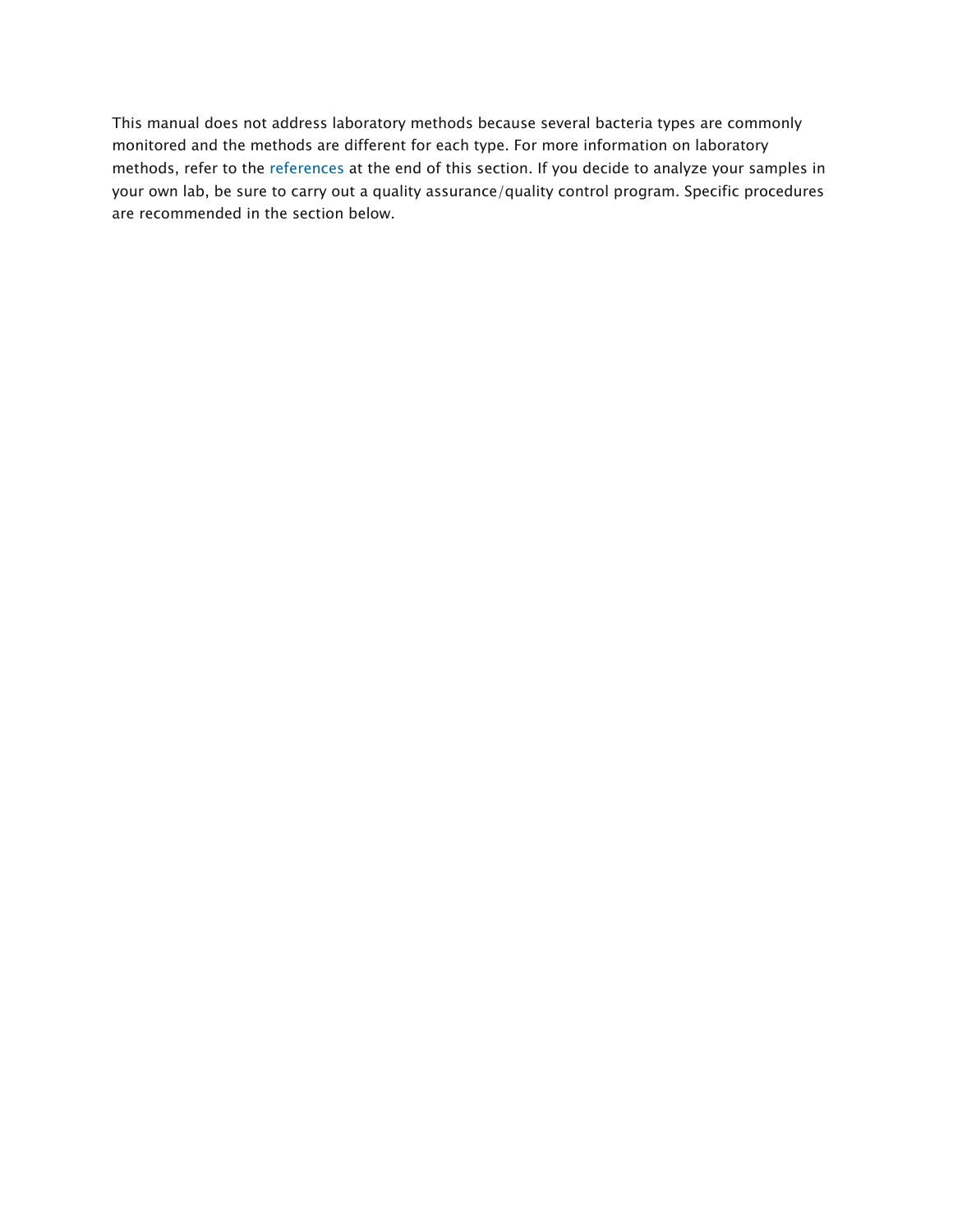This manual does not address laboratory methods because several bacteria types are commonly monitored and the methods are different for each type. For more information on laboratory methods, refer to the references at the end of this section. If you decide to analyze your samples in your own lab, be sure to carry out a quality assurance/quality control program. Specific procedures are recommended in the section below.